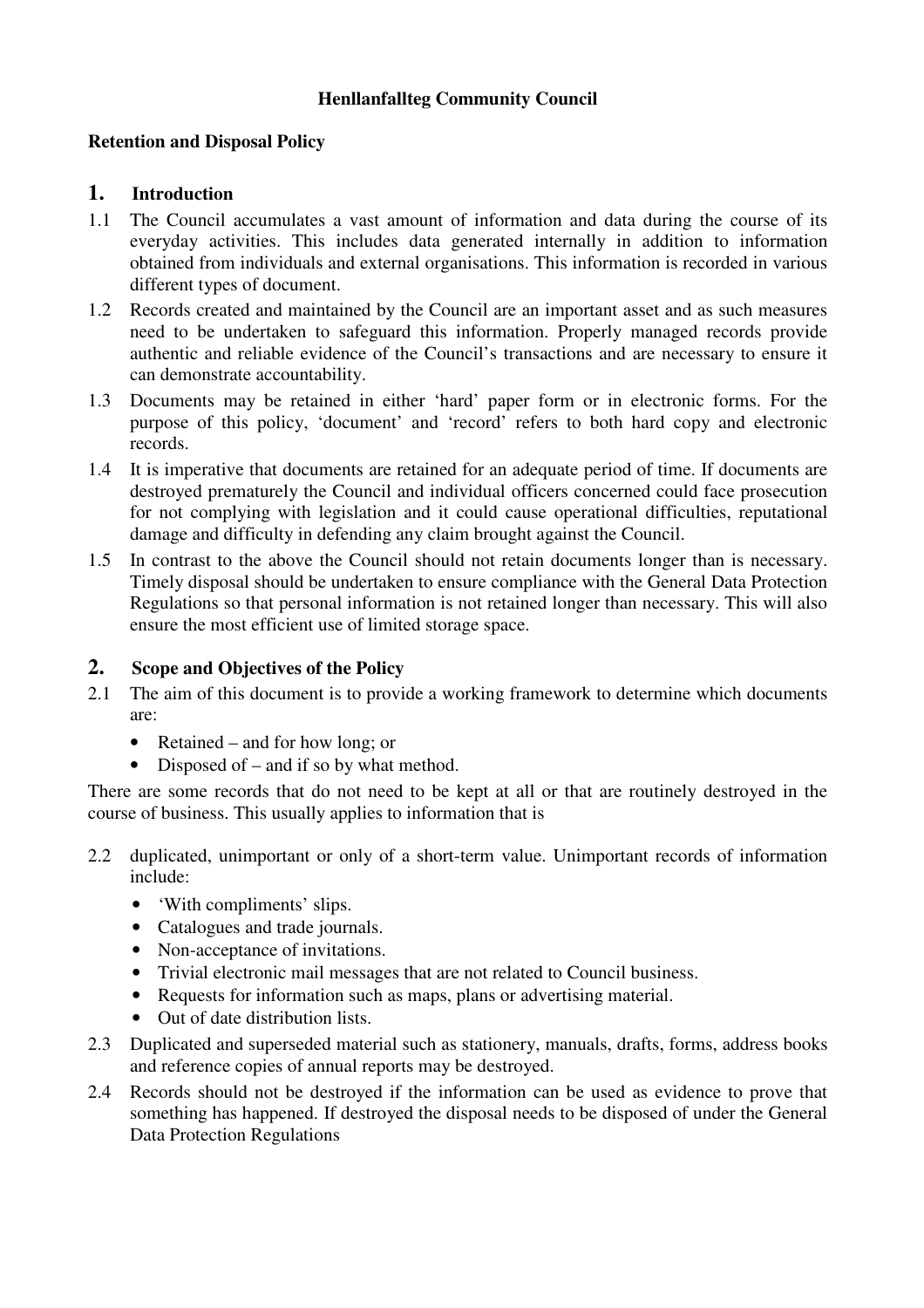**Henllanfallteg Community Council**

**Retention and Disposal Policy**

## 1. Introduction

1.1 The Council accumulates a vast amount of information and data during the course of its everyday activities. This includes data generated internally in addition to information obtained from individuals and external organisations. This information is recorded in various different types of document.

1.2 Records created and maintained by the Council are an important asset and as such measures need to be undertaken to safeguard this information. Properly managed records provide authentic and reliable evidence of the Council's transactions and are necessary to ensure it can demonstrate accountability.

1.3 Documents may be retained in either 'hard' paper form or in electronic forms. For the purpose of this policy, 'document' and 'record' refers to both hard copy and electronic records.

1.4 It is imperative that documents are retained for an adequate period of time. If documents are destroyed prematurely the Council and individual officers concerned could face prosecution for not complying with legislation and it could cause operational difficulties, reputational damage and difficulty in defending any claim brought against the Council.

1.5 In contrast to the above the Council should not retain documents longer than is necessary. Timely disposal should be undertaken to ensure compliance with the General Data Protection Regulations so that personal information is not retained longer than necessary. This will also ensure the most efficient use of limited storage space.

## 2. Scope and Objectives of the Policy

2.1 The aim of this document is to provide a working framework to determine which documents are:

- Retained – and for how long; or
- Disposed of – and if so by what method.

There are some records that do not need to be kept at all or that are routinely destroyed in the course of business. This usually applies to information that is

2.2 duplicated, unimportant or only of a short-term value. Unimportant records of information include:

- 'With compliments' slips.
- Catalogues and trade journals.
- Non-acceptance of invitations.
- Trivial electronic mail messages that are not related to Council business.
- Requests for information such as maps, plans or advertising material.
- Out of date distribution lists.

2.3 Duplicated and superseded material such as stationery, manuals, drafts, forms, address books and reference copies of annual reports may be destroyed.

2.4 Records should not be destroyed if the information can be used as evidence to prove that something has happened. If destroyed the disposal needs to be disposed of under the General Data Protection Regulations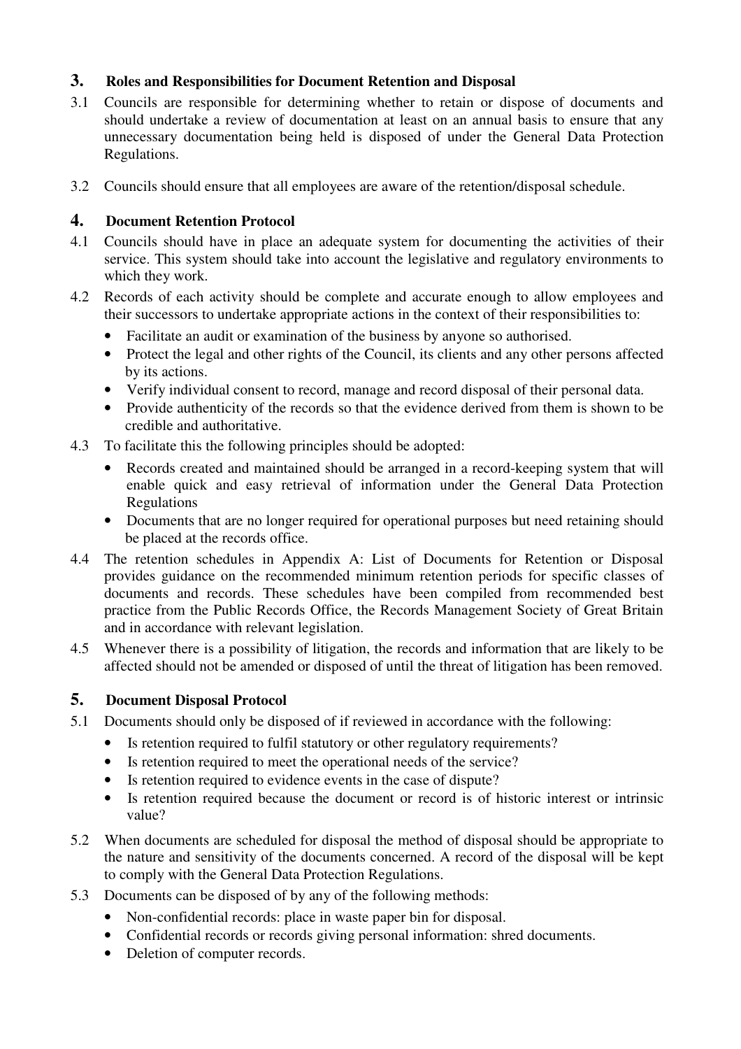## 3. Roles and Responsibilities for Document Retention and Disposal

3.1 Councils are responsible for determining whether to retain or dispose of documents and should undertake a review of documentation at least on an annual basis to ensure that any unnecessary documentation being held is disposed of under the General Data Protection Regulations.

3.2 Councils should ensure that all employees are aware of the retention/disposal schedule.

## 4. Document Retention Protocol

4.1 Councils should have in place an adequate system for documenting the activities of their service. This system should take into account the legislative and regulatory environments to which they work.

4.2 Records of each activity should be complete and accurate enough to allow employees and their successors to undertake appropriate actions in the context of their responsibilities to:

- Facilitate an audit or examination of the business by anyone so authorised.
- Protect the legal and other rights of the Council, its clients and any other persons affected by its actions.
- Verify individual consent to record, manage and record disposal of their personal data.
- Provide authenticity of the records so that the evidence derived from them is shown to be credible and authoritative.

4.3 To facilitate this the following principles should be adopted:

- Records created and maintained should be arranged in a record-keeping system that will enable quick and easy retrieval of information under the General Data Protection Regulations
- Documents that are no longer required for operational purposes but need retaining should be placed at the records office.

4.4 The retention schedules in Appendix A: List of Documents for Retention or Disposal provides guidance on the recommended minimum retention periods for specific classes of documents and records. These schedules have been compiled from recommended best practice from the Public Records Office, the Records Management Society of Great Britain and in accordance with relevant legislation.

4.5 Whenever there is a possibility of litigation, the records and information that are likely to be affected should not be amended or disposed of until the threat of litigation has been removed.

## 5. Document Disposal Protocol

5.1 Documents should only be disposed of if reviewed in accordance with the following:

- Is retention required to fulfil statutory or other regulatory requirements?
- Is retention required to meet the operational needs of the service?
- Is retention required to evidence events in the case of dispute?
- Is retention required because the document or record is of historic interest or intrinsic value?

5.2 When documents are scheduled for disposal the method of disposal should be appropriate to the nature and sensitivity of the documents concerned. A record of the disposal will be kept to comply with the General Data Protection Regulations.

5.3 Documents can be disposed of by any of the following methods:

- Non-confidential records: place in waste paper bin for disposal.
- Confidential records or records giving personal information: shred documents.
- Deletion of computer records.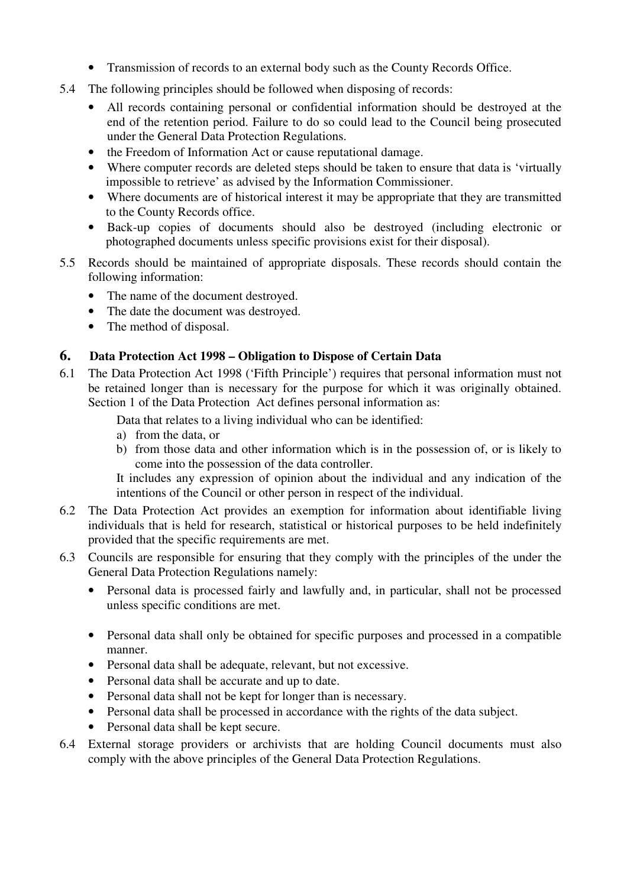- Transmission of records to an external body such as the County Records Office.

5.4 The following principles should be followed when disposing of records:

- All records containing personal or confidential information should be destroyed at the end of the retention period. Failure to do so could lead to the Council being prosecuted under the General Data Protection Regulations.
- the Freedom of Information Act or cause reputational damage.
- Where computer records are deleted steps should be taken to ensure that data is 'virtually impossible to retrieve' as advised by the Information Commissioner.
- Where documents are of historical interest it may be appropriate that they are transmitted to the County Records office.
- Back-up copies of documents should also be destroyed (including electronic or photographed documents unless specific provisions exist for their disposal).

5.5 Records should be maintained of appropriate disposals. These records should contain the following information:

- The name of the document destroyed.
- The date the document was destroyed.
- The method of disposal.

## 6. Data Protection Act 1998 – Obligation to Dispose of Certain Data

6.1 The Data Protection Act 1998 ('Fifth Principle') requires that personal information must not be retained longer than is necessary for the purpose for which it was originally obtained. Section 1 of the Data Protection Act defines personal information as:

Data that relates to a living individual who can be identified:

a) from the data, or
b) from those data and other information which is in the possession of, or is likely to come into the possession of the data controller.

It includes any expression of opinion about the individual and any indication of the intentions of the Council or other person in respect of the individual.

6.2 The Data Protection Act provides an exemption for information about identifiable living individuals that is held for research, statistical or historical purposes to be held indefinitely provided that the specific requirements are met.

6.3 Councils are responsible for ensuring that they comply with the principles of the under the General Data Protection Regulations namely:

- Personal data is processed fairly and lawfully and, in particular, shall not be processed unless specific conditions are met.
- Personal data shall only be obtained for specific purposes and processed in a compatible manner.
- Personal data shall be adequate, relevant, but not excessive.
- Personal data shall be accurate and up to date.
- Personal data shall not be kept for longer than is necessary.
- Personal data shall be processed in accordance with the rights of the data subject.
- Personal data shall be kept secure.

6.4 External storage providers or archivists that are holding Council documents must also comply with the above principles of the General Data Protection Regulations.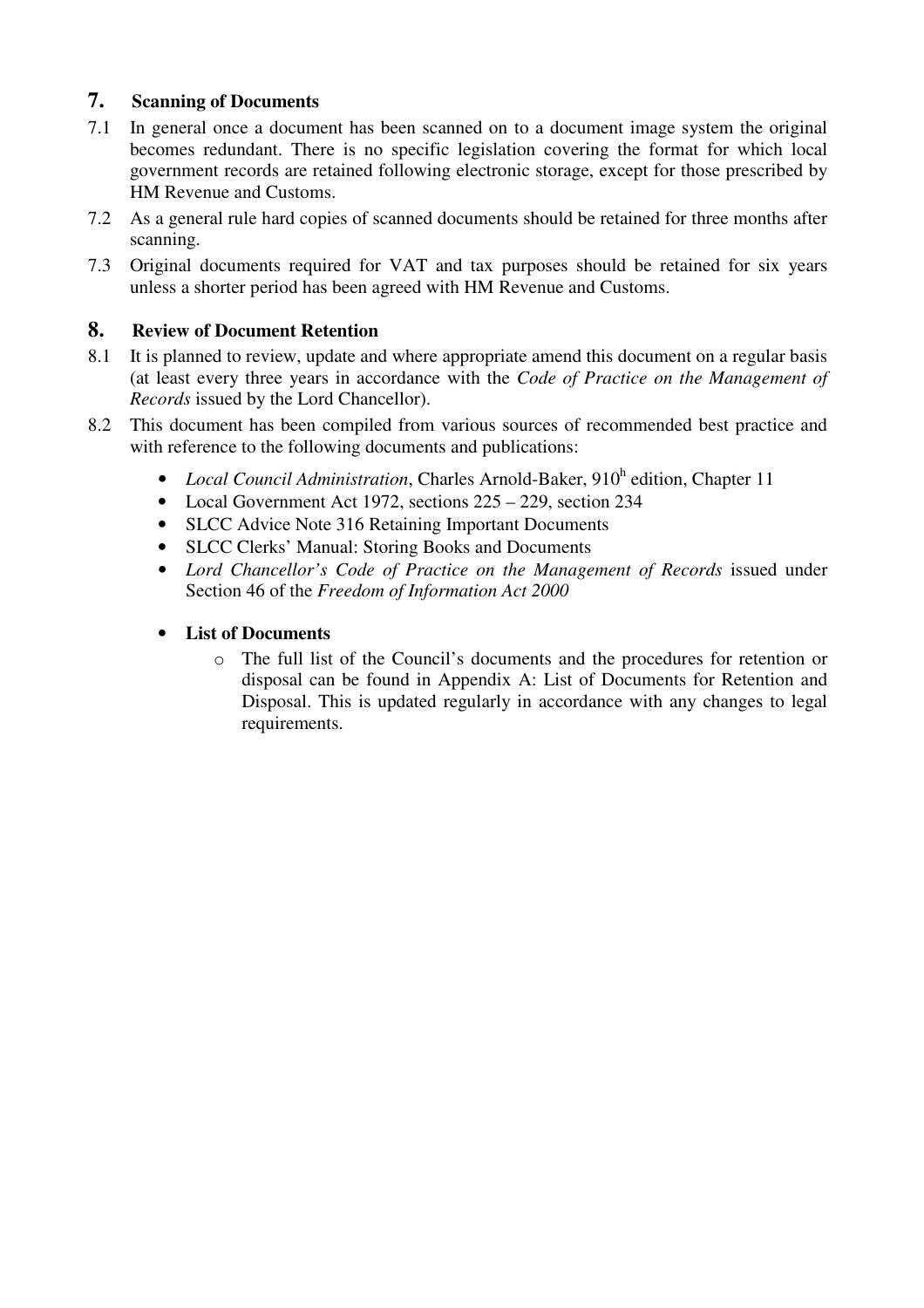## 7. Scanning of Documents

7.1 In general once a document has been scanned on to a document image system the original becomes redundant. There is no specific legislation covering the format for which local government records are retained following electronic storage, except for those prescribed by HM Revenue and Customs.

7.2 As a general rule hard copies of scanned documents should be retained for three months after scanning.

7.3 Original documents required for VAT and tax purposes should be retained for six years unless a shorter period has been agreed with HM Revenue and Customs.

## 8. Review of Document Retention

8.1 It is planned to review, update and where appropriate amend this document on a regular basis (at least every three years in accordance with the *Code of Practice on the Management of Records* issued by the Lord Chancellor).

8.2 This document has been compiled from various sources of recommended best practice and with reference to the following documents and publications:

- *Local Council Administration*, Charles Arnold-Baker, 910h edition, Chapter 11
- Local Government Act 1972, sections 225 – 229, section 234
- SLCC Advice Note 316 Retaining Important Documents
- SLCC Clerks' Manual: Storing Books and Documents
- *Lord Chancellor's Code of Practice on the Management of Records* issued under Section 46 of the *Freedom of Information Act 2000*

- **List of Documents**
    - The full list of the Council's documents and the procedures for retention or disposal can be found in Appendix A: List of Documents for Retention and Disposal. This is updated regularly in accordance with any changes to legal requirements.